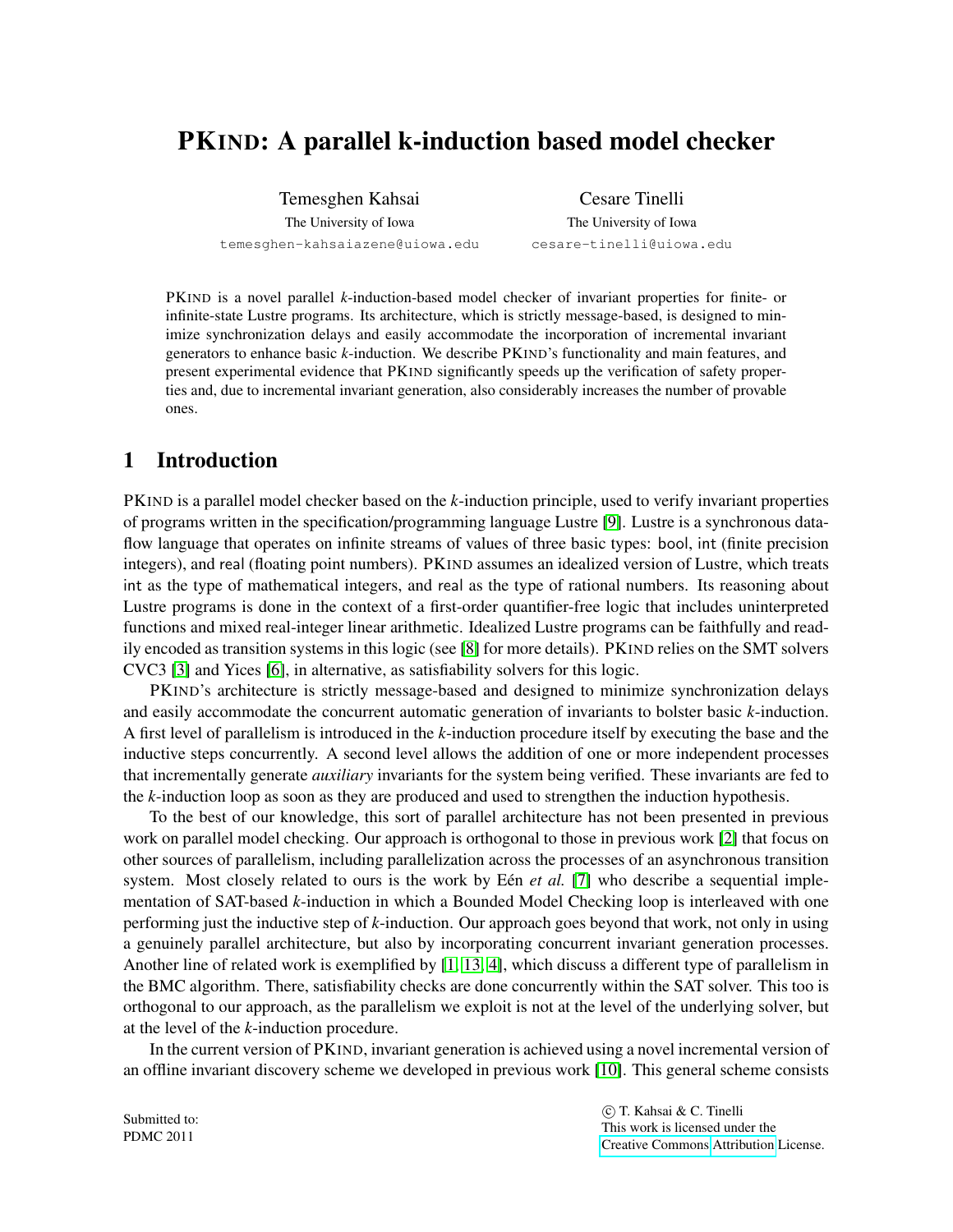# PKIND: A parallel k-induction based model checker

Temesghen Kahsai
The University of Iowa
temesghen-kahsaiazene@uiowa.edu

Cesare Tinelli
The University of Iowa
cesare-tinelli@uiowa.edu

PKIND is a novel parallel *k*-induction-based model checker of invariant properties for finite- or infinite-state Lustre programs. Its architecture, which is strictly message-based, is designed to minimize synchronization delays and easily accommodate the incorporation of incremental invariant generators to enhance basic *k*-induction. We describe PKIND's functionality and main features, and present experimental evidence that PKIND significantly speeds up the verification of safety properties and, due to incremental invariant generation, also considerably increases the number of provable ones.

## 1 Introduction

PKIND is a parallel model checker based on the *k*-induction principle, used to verify invariant properties of programs written in the specification/programming language Lustre [9]. Lustre is a synchronous dataflow language that operates on infinite streams of values of three basic types: bool, int (finite precision integers), and real (floating point numbers). PKIND assumes an idealized version of Lustre, which treats int as the type of mathematical integers, and real as the type of rational numbers. Its reasoning about Lustre programs is done in the context of a first-order quantifier-free logic that includes uninterpreted functions and mixed real-integer linear arithmetic. Idealized Lustre programs can be faithfully and readily encoded as transition systems in this logic (see [8] for more details). PKIND relies on the SMT solvers CVC3 [3] and Yices [6], in alternative, as satisfiability solvers for this logic.

PKIND's architecture is strictly message-based and designed to minimize synchronization delays and easily accommodate the concurrent automatic generation of invariants to bolster basic *k*-induction. A first level of parallelism is introduced in the *k*-induction procedure itself by executing the base and the inductive steps concurrently. A second level allows the addition of one or more independent processes that incrementally generate *auxiliary* invariants for the system being verified. These invariants are fed to the *k*-induction loop as soon as they are produced and used to strengthen the induction hypothesis.

To the best of our knowledge, this sort of parallel architecture has not been presented in previous work on parallel model checking. Our approach is orthogonal to those in previous work [2] that focus on other sources of parallelism, including parallelization across the processes of an asynchronous transition system. Most closely related to ours is the work by Eén *et al.* [7] who describe a sequential implementation of SAT-based *k*-induction in which a Bounded Model Checking loop is interleaved with one performing just the inductive step of *k*-induction. Our approach goes beyond that work, not only in using a genuinely parallel architecture, but also by incorporating concurrent invariant generation processes. Another line of related work is exemplified by [1, 13, 4], which discuss a different type of parallelism in the BMC algorithm. There, satisfiability checks are done concurrently within the SAT solver. This too is orthogonal to our approach, as the parallelism we exploit is not at the level of the underlying solver, but at the level of the *k*-induction procedure.

In the current version of PKIND, invariant generation is achieved using a novel incremental version of an offline invariant discovery scheme we developed in previous work [10]. This general scheme consists

Submitted to:
PDMC 2011

© T. Kahsai & C. Tinelli
This work is licensed under the
Creative Commons Attribution License.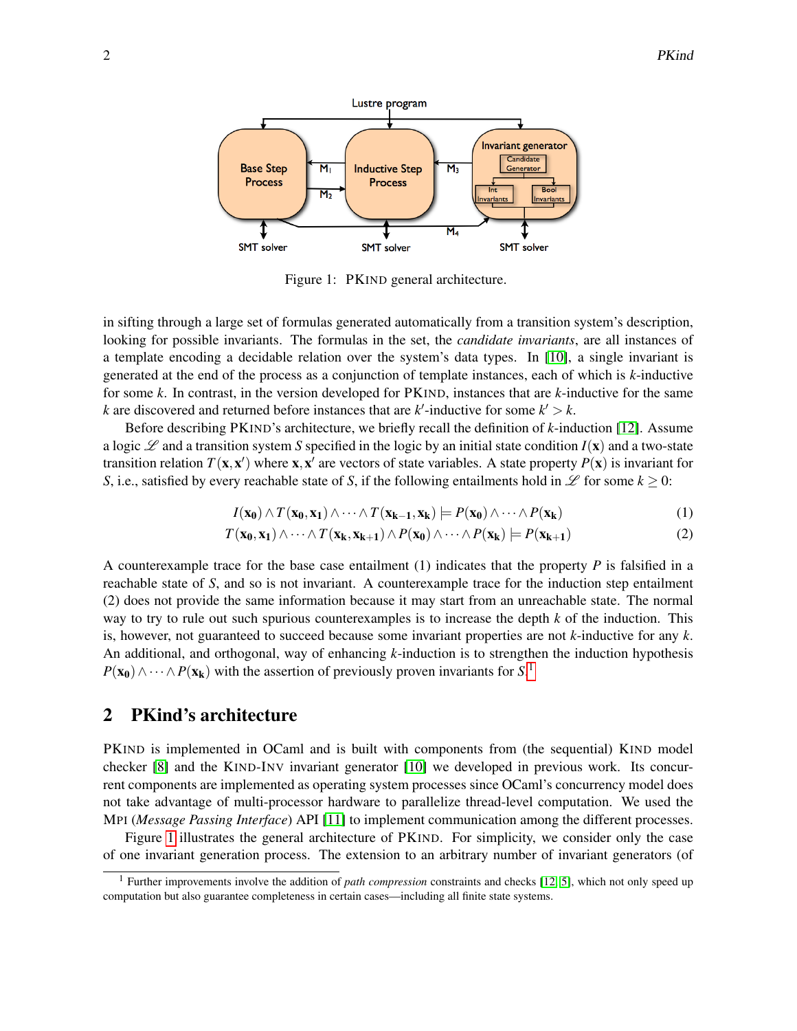Figure 1: PKIND general architecture.

in sifting through a large set of formulas generated automatically from a transition system's description, looking for possible invariants. The formulas in the set, the *candidate invariants*, are all instances of a template encoding a decidable relation over the system's data types. In [10], a single invariant is generated at the end of the process as a conjunction of template instances, each of which is $k$-inductive for some $k$. In contrast, in the version developed for PKIND, instances that are $k$-inductive for the same $k$ are discovered and returned before instances that are $k'$-inductive for some $k' > k$.

Before describing PKIND's architecture, we briefly recall the definition of $k$-induction [12]. Assume a logic $\mathscr{L}$ and a transition system $S$ specified in the logic by an initial state condition $I(\mathbf{x})$ and a two-state transition relation $T(\mathbf{x}, \mathbf{x}')$ where $\mathbf{x}, \mathbf{x}'$ are vectors of state variables. A state property $P(\mathbf{x})$ is invariant for $S$, i.e., satisfied by every reachable state of $S$, if the following entailments hold in $\mathscr{L}$ for some $k \geq 0$:

$$I(\mathbf{x_0}) \wedge T(\mathbf{x_0}, \mathbf{x_1}) \wedge \cdots \wedge T(\mathbf{x_{k-1}}, \mathbf{x_k}) \models P(\mathbf{x_0}) \wedge \cdots \wedge P(\mathbf{x_k}) \tag{1}$$

$$T(\mathbf{x_0}, \mathbf{x_1}) \wedge \cdots \wedge T(\mathbf{x_k}, \mathbf{x_{k+1}}) \wedge P(\mathbf{x_0}) \wedge \cdots \wedge P(\mathbf{x_k}) \models P(\mathbf{x_{k+1}}) \tag{2}$$

A counterexample trace for the base case entailment (1) indicates that the property $P$ is falsified in a reachable state of $S$, and so is not invariant. A counterexample trace for the induction step entailment (2) does not provide the same information because it may start from an unreachable state. The normal way to try to rule out such spurious counterexamples is to increase the depth $k$ of the induction. This is, however, not guaranteed to succeed because some invariant properties are not $k$-inductive for any $k$. An additional, and orthogonal, way of enhancing $k$-induction is to strengthen the induction hypothesis $P(\mathbf{x_0}) \wedge \cdots \wedge P(\mathbf{x_k})$ with the assertion of previously proven invariants for $S$.[1]

## 2 PKind's architecture

PKIND is implemented in OCaml and is built with components from (the sequential) KIND model checker [8] and the KIND-INV invariant generator [10] we developed in previous work. Its concurrent components are implemented as operating system processes since OCaml's concurrency model does not take advantage of multi-processor hardware to parallelize thread-level computation. We used the MPI (*Message Passing Interface*) API [11] to implement communication among the different processes.

Figure 1 illustrates the general architecture of PKIND. For simplicity, we consider only the case of one invariant generation process. The extension to an arbitrary number of invariant generators (of

[1] Further improvements involve the addition of *path compression* constraints and checks [12, 5], which not only speed up computation but also guarantee completeness in certain cases—including all finite state systems.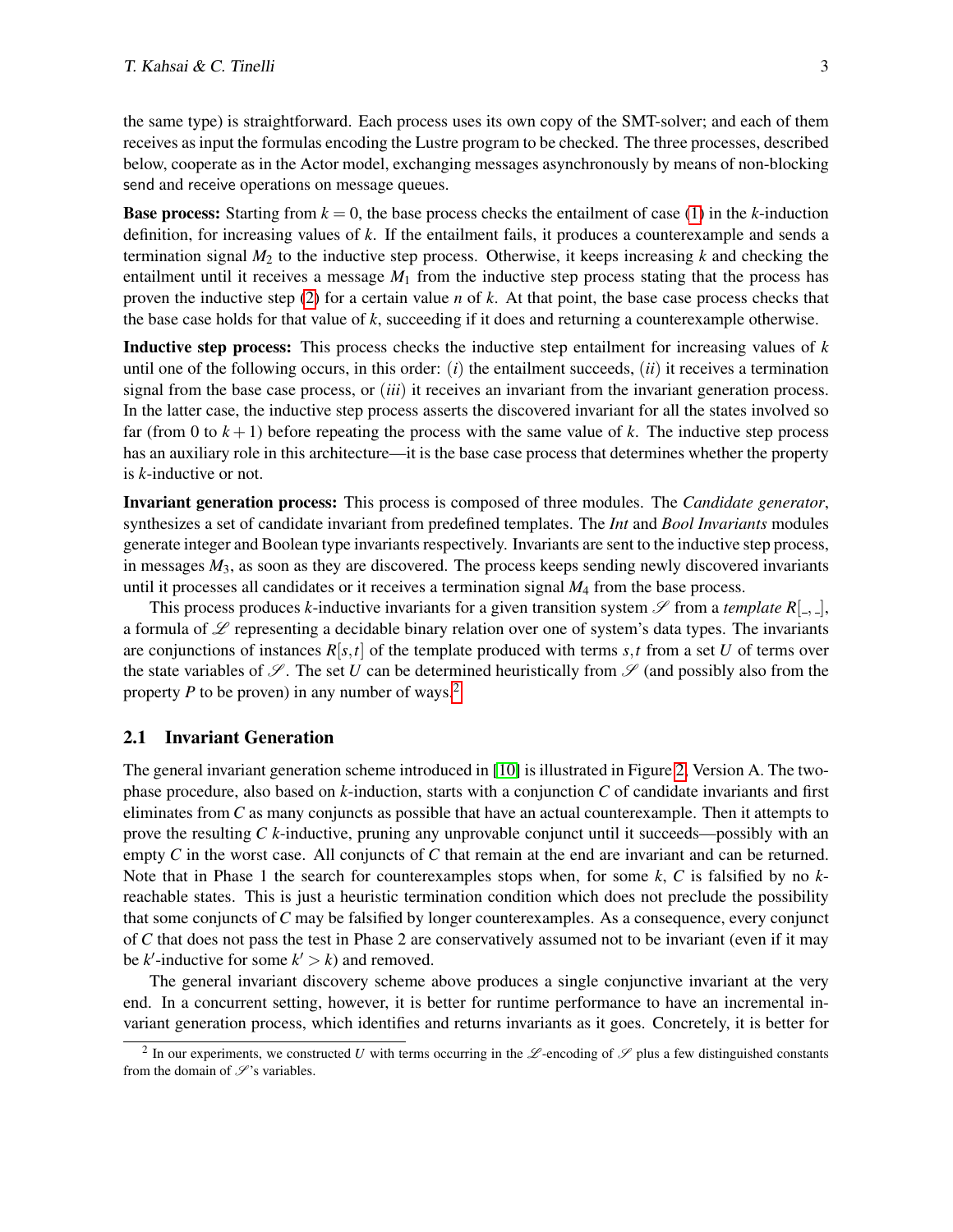the same type) is straightforward. Each process uses its own copy of the SMT-solver; and each of them receives as input the formulas encoding the Lustre program to be checked. The three processes, described below, cooperate as in the Actor model, exchanging messages asynchronously by means of non-blocking send and receive operations on message queues.

**Base process:** Starting from $k = 0$, the base process checks the entailment of case (1) in the $k$-induction definition, for increasing values of $k$. If the entailment fails, it produces a counterexample and sends a termination signal $M_2$ to the inductive step process. Otherwise, it keeps increasing $k$ and checking the entailment until it receives a message $M_1$ from the inductive step process stating that the process has proven the inductive step (2) for a certain value $n$ of $k$. At that point, the base case process checks that the base case holds for that value of $k$, succeeding if it does and returning a counterexample otherwise.

**Inductive step process:** This process checks the inductive step entailment for increasing values of $k$ until one of the following occurs, in this order: $(i)$ the entailment succeeds, $(ii)$ it receives a termination signal from the base case process, or $(iii)$ it receives an invariant from the invariant generation process. In the latter case, the inductive step process asserts the discovered invariant for all the states involved so far (from 0 to $k+1$) before repeating the process with the same value of $k$. The inductive step process has an auxiliary role in this architecture—it is the base case process that determines whether the property is $k$-inductive or not.

**Invariant generation process:** This process is composed of three modules. The *Candidate generator*, synthesizes a set of candidate invariant from predefined templates. The *Int* and *Bool Invariants* modules generate integer and Boolean type invariants respectively. Invariants are sent to the inductive step process, in messages $M_3$, as soon as they are discovered. The process keeps sending newly discovered invariants until it processes all candidates or it receives a termination signal $M_4$ from the base process.

This process produces $k$-inductive invariants for a given transition system $\mathscr{S}$ from a *template* $R[\_,\_]$, a formula of $\mathscr{L}$ representing a decidable binary relation over one of system's data types. The invariants are conjunctions of instances $R[s,t]$ of the template produced with terms $s,t$ from a set $U$ of terms over the state variables of $\mathscr{S}$. The set $U$ can be determined heuristically from $\mathscr{S}$ (and possibly also from the property $P$ to be proven) in any number of ways.[2]

## 2.1 Invariant Generation

The general invariant generation scheme introduced in [10] is illustrated in Figure 2, Version A. The two-phase procedure, also based on $k$-induction, starts with a conjunction $C$ of candidate invariants and first eliminates from $C$ as many conjuncts as possible that have an actual counterexample. Then it attempts to prove the resulting $C$ $k$-inductive, pruning any unprovable conjunct until it succeeds—possibly with an empty $C$ in the worst case. All conjuncts of $C$ that remain at the end are invariant and can be returned. Note that in Phase 1 the search for counterexamples stops when, for some $k$, $C$ is falsified by no $k$-reachable states. This is just a heuristic termination condition which does not preclude the possibility that some conjuncts of $C$ may be falsified by longer counterexamples. As a consequence, every conjunct of $C$ that does not pass the test in Phase 2 are conservatively assumed not to be invariant (even if it may be $k'$-inductive for some $k' > k$) and removed.

The general invariant discovery scheme above produces a single conjunctive invariant at the very end. In a concurrent setting, however, it is better for runtime performance to have an incremental invariant generation process, which identifies and returns invariants as it goes. Concretely, it is better for

[2] In our experiments, we constructed $U$ with terms occurring in the $\mathscr{L}$-encoding of $\mathscr{S}$ plus a few distinguished constants from the domain of $\mathscr{S}$'s variables.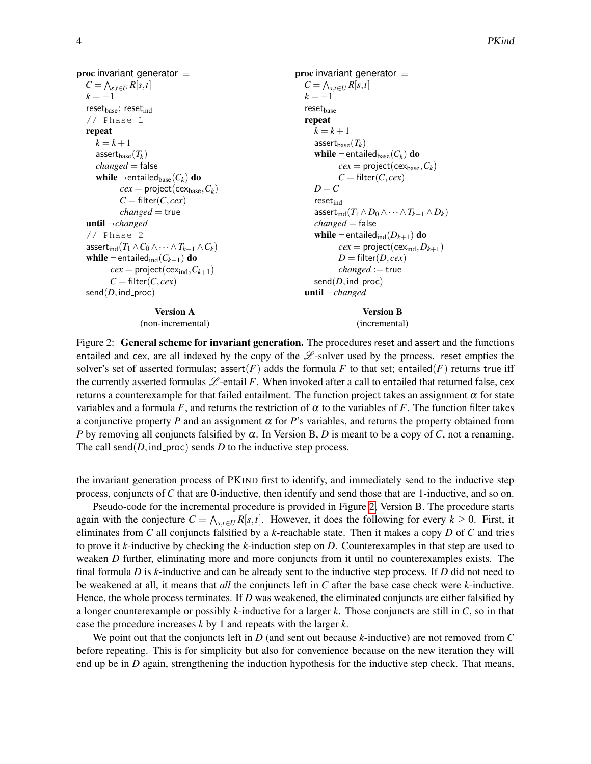**Version A** (non-incremental)

```
proc invariant_generator ≡
  C = ⋀_{s,t∈U} R[s,t]
  k = −1
  reset_base; reset_ind
  // Phase 1
  repeat
    k = k+1
    assert_base(T_k)
    changed = false
    while ¬entailed_base(C_k) do
        cex = project(cex_base, C_k)
        C = filter(C, cex)
        changed = true
  until ¬changed
  // Phase 2
  assert_ind(T_1 ∧ C_0 ∧ ··· ∧ T_{k+1} ∧ C_k)
  while ¬entailed_ind(C_{k+1}) do
      cex = project(cex_ind, C_{k+1})
      C = filter(C, cex)
  send(D, ind_proc)
```

**Version B** (incremental)

```
proc invariant_generator ≡
  C = ⋀_{s,t∈U} R[s,t]
  k = −1
  reset_base
  repeat
    k = k+1
    assert_base(T_k)
    while ¬entailed_base(C_k) do
        cex = project(cex_base, C_k)
        C = filter(C, cex)
    D = C
    reset_ind
    assert_ind(T_1 ∧ D_0 ∧ ··· ∧ T_{k+1} ∧ D_k)
    changed = false
    while ¬entailed_ind(D_{k+1}) do
        cex = project(cex_ind, D_{k+1})
        D = filter(D, cex)
        changed := true
    send(D, ind_proc)
  until ¬changed
```

Figure 2: **General scheme for invariant generation.** The procedures reset and assert and the functions entailed and cex, are all indexed by the copy of the $\mathscr{L}$-solver used by the process. reset empties the solver's set of asserted formulas; assert($F$) adds the formula $F$ to that set; entailed($F$) returns true iff the currently asserted formulas $\mathscr{L}$-entail $F$. When invoked after a call to entailed that returned false, cex returns a counterexample for that failed entailment. The function project takes an assignment $\alpha$ for state variables and a formula $F$, and returns the restriction of $\alpha$ to the variables of $F$. The function filter takes a conjunctive property $P$ and an assignment $\alpha$ for $P$'s variables, and returns the property obtained from $P$ by removing all conjuncts falsified by $\alpha$. In Version B, $D$ is meant to be a copy of $C$, not a renaming. The call send($D$, ind_proc) sends $D$ to the inductive step process.

the invariant generation process of PKIND first to identify, and immediately send to the inductive step process, conjuncts of $C$ that are 0-inductive, then identify and send those that are 1-inductive, and so on.

Pseudo-code for the incremental procedure is provided in Figure 2, Version B. The procedure starts again with the conjecture $C = \bigwedge_{s,t \in U} R[s,t]$. However, it does the following for every $k \geq 0$. First, it eliminates from $C$ all conjuncts falsified by a $k$-reachable state. Then it makes a copy $D$ of $C$ and tries to prove it $k$-inductive by checking the $k$-induction step on $D$. Counterexamples in that step are used to weaken $D$ further, eliminating more and more conjuncts from it until no counterexamples exists. The final formula $D$ is $k$-inductive and can be already sent to the inductive step process. If $D$ did not need to be weakened at all, it means that *all* the conjuncts left in $C$ after the base case check were $k$-inductive. Hence, the whole process terminates. If $D$ was weakened, the eliminated conjuncts are either falsified by a longer counterexample or possibly $k$-inductive for a larger $k$. Those conjuncts are still in $C$, so in that case the procedure increases $k$ by 1 and repeats with the larger $k$.

We point out that the conjuncts left in $D$ (and sent out because $k$-inductive) are not removed from $C$ before repeating. This is for simplicity but also for convenience because on the new iteration they will end up be in $D$ again, strengthening the induction hypothesis for the inductive step check. That means,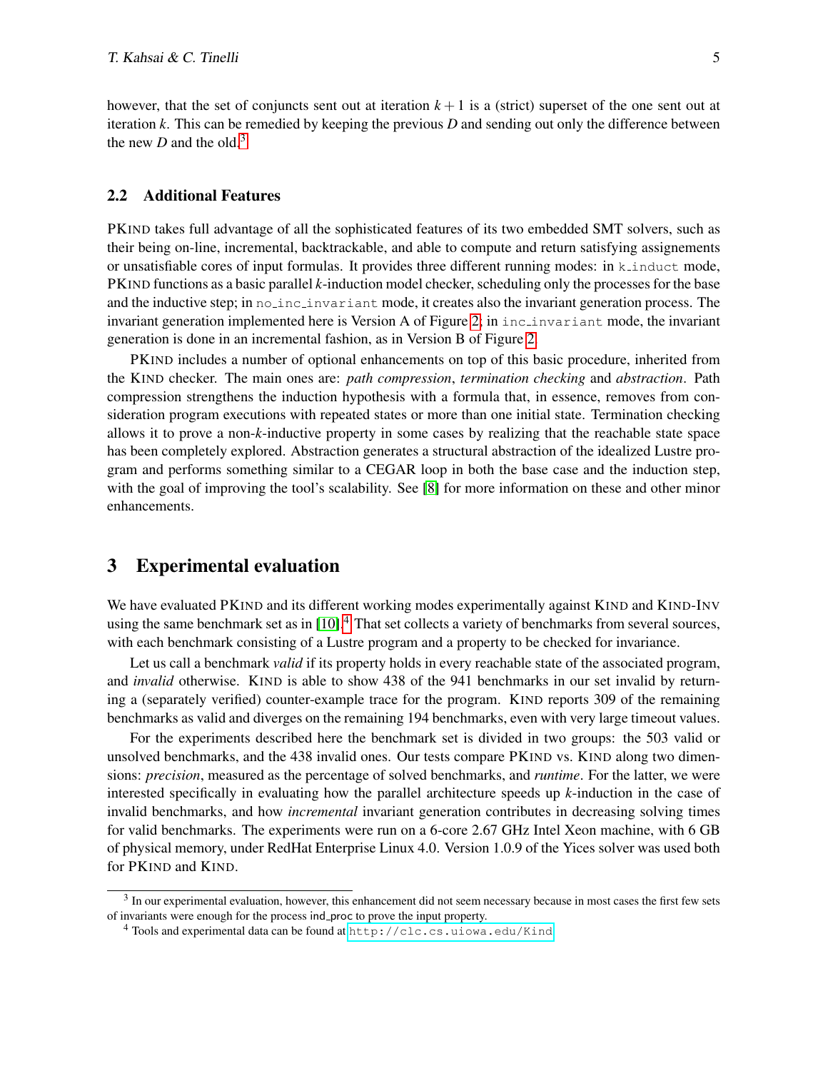however, that the set of conjuncts sent out at iteration $k+1$ is a (strict) superset of the one sent out at iteration $k$. This can be remedied by keeping the previous $D$ and sending out only the difference between the new $D$ and the old.[3]

### 2.2 Additional Features

PKIND takes full advantage of all the sophisticated features of its two embedded SMT solvers, such as their being on-line, incremental, backtrackable, and able to compute and return satisfying assignements or unsatisfiable cores of input formulas. It provides three different running modes: in `k_induct` mode, PKIND functions as a basic parallel $k$-induction model checker, scheduling only the processes for the base and the inductive step; in `no_inc_invariant` mode, it creates also the invariant generation process. The invariant generation implemented here is Version A of Figure 2; in `inc_invariant` mode, the invariant generation is done in an incremental fashion, as in Version B of Figure 2.

PKIND includes a number of optional enhancements on top of this basic procedure, inherited from the KIND checker. The main ones are: *path compression*, *termination checking* and *abstraction*. Path compression strengthens the induction hypothesis with a formula that, in essence, removes from consideration program executions with repeated states or more than one initial state. Termination checking allows it to prove a non-$k$-inductive property in some cases by realizing that the reachable state space has been completely explored. Abstraction generates a structural abstraction of the idealized Lustre program and performs something similar to a CEGAR loop in both the base case and the induction step, with the goal of improving the tool's scalability. See [8] for more information on these and other minor enhancements.

## 3 Experimental evaluation

We have evaluated PKIND and its different working modes experimentally against KIND and KIND-INV using the same benchmark set as in [10].[4] That set collects a variety of benchmarks from several sources, with each benchmark consisting of a Lustre program and a property to be checked for invariance.

Let us call a benchmark *valid* if its property holds in every reachable state of the associated program, and *invalid* otherwise. KIND is able to show 438 of the 941 benchmarks in our set invalid by returning a (separately verified) counter-example trace for the program. KIND reports 309 of the remaining benchmarks as valid and diverges on the remaining 194 benchmarks, even with very large timeout values.

For the experiments described here the benchmark set is divided in two groups: the 503 valid or unsolved benchmarks, and the 438 invalid ones. Our tests compare PKIND vs. KIND along two dimensions: *precision*, measured as the percentage of solved benchmarks, and *runtime*. For the latter, we were interested specifically in evaluating how the parallel architecture speeds up $k$-induction in the case of invalid benchmarks, and how *incremental* invariant generation contributes in decreasing solving times for valid benchmarks. The experiments were run on a 6-core 2.67 GHz Intel Xeon machine, with 6 GB of physical memory, under RedHat Enterprise Linux 4.0. Version 1.0.9 of the Yices solver was used both for PKIND and KIND.

[3] In our experimental evaluation, however, this enhancement did not seem necessary because in most cases the first few sets of invariants were enough for the process ind_proc to prove the input property.

[4] Tools and experimental data can be found at http://clc.cs.uiowa.edu/Kind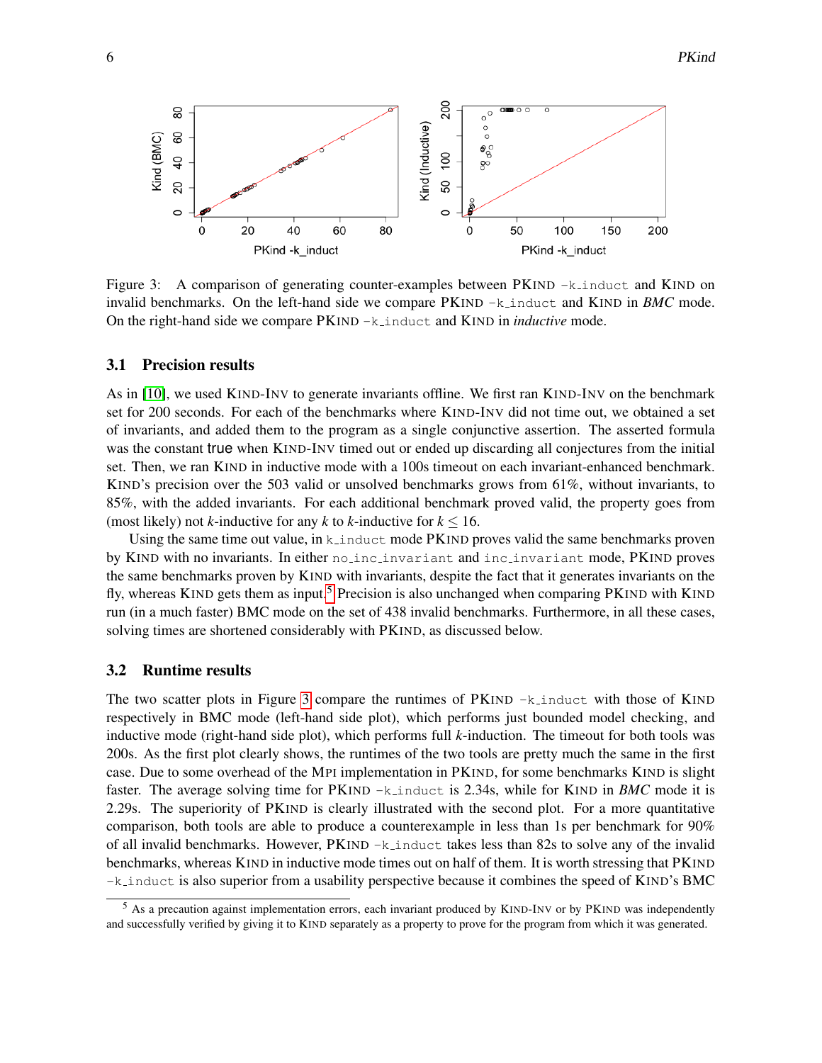Figure 3: A comparison of generating counter-examples between PKIND -k_induct and KIND on invalid benchmarks. On the left-hand side we compare PKIND -k_induct and KIND in *BMC* mode. On the right-hand side we compare PKIND -k_induct and KIND in *inductive* mode.

### 3.1 Precision results

As in [10], we used KIND-INV to generate invariants offline. We first ran KIND-INV on the benchmark set for 200 seconds. For each of the benchmarks where KIND-INV did not time out, we obtained a set of invariants, and added them to the program as a single conjunctive assertion. The asserted formula was the constant true when KIND-INV timed out or ended up discarding all conjectures from the initial set. Then, we ran KIND in inductive mode with a 100s timeout on each invariant-enhanced benchmark. KIND's precision over the 503 valid or unsolved benchmarks grows from 61%, without invariants, to 85%, with the added invariants. For each additional benchmark proved valid, the property goes from (most likely) not $k$-inductive for any $k$ to $k$-inductive for $k \leq 16$.

Using the same time out value, in k_induct mode PKIND proves valid the same benchmarks proven by KIND with no invariants. In either no_inc_invariant and inc_invariant mode, PKIND proves the same benchmarks proven by KIND with invariants, despite the fact that it generates invariants on the fly, whereas KIND gets them as input.[5] Precision is also unchanged when comparing PKIND with KIND run (in a much faster) BMC mode on the set of 438 invalid benchmarks. Furthermore, in all these cases, solving times are shortened considerably with PKIND, as discussed below.

### 3.2 Runtime results

The two scatter plots in Figure 3 compare the runtimes of PKIND -k_induct with those of KIND respectively in BMC mode (left-hand side plot), which performs just bounded model checking, and inductive mode (right-hand side plot), which performs full $k$-induction. The timeout for both tools was 200s. As the first plot clearly shows, the runtimes of the two tools are pretty much the same in the first case. Due to some overhead of the MPI implementation in PKIND, for some benchmarks KIND is slight faster. The average solving time for PKIND -k_induct is 2.34s, while for KIND in *BMC* mode it is 2.29s. The superiority of PKIND is clearly illustrated with the second plot. For a more quantitative comparison, both tools are able to produce a counterexample in less than 1s per benchmark for 90% of all invalid benchmarks. However, PKIND -k_induct takes less than 82s to solve any of the invalid benchmarks, whereas KIND in inductive mode times out on half of them. It is worth stressing that PKIND -k_induct is also superior from a usability perspective because it combines the speed of KIND's BMC

[5] As a precaution against implementation errors, each invariant produced by KIND-INV or by PKIND was independently and successfully verified by giving it to KIND separately as a property to prove for the program from which it was generated.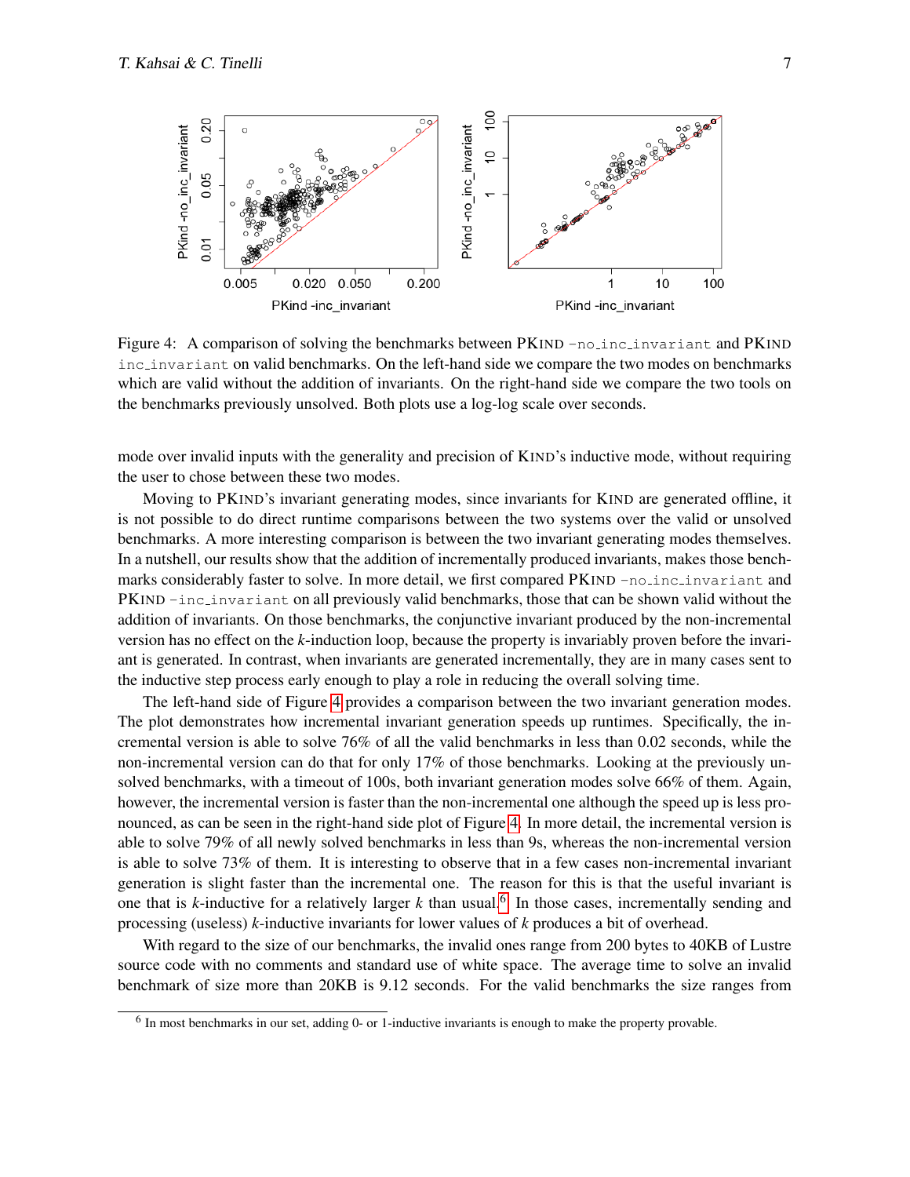Figure 4: A comparison of solving the benchmarks between PKIND `-no_inc_invariant` and PKIND `inc_invariant` on valid benchmarks. On the left-hand side we compare the two modes on benchmarks which are valid without the addition of invariants. On the right-hand side we compare the two tools on the benchmarks previously unsolved. Both plots use a log-log scale over seconds.

mode over invalid inputs with the generality and precision of KIND's inductive mode, without requiring the user to chose between these two modes.

Moving to PKIND's invariant generating modes, since invariants for KIND are generated offline, it is not possible to do direct runtime comparisons between the two systems over the valid or unsolved benchmarks. A more interesting comparison is between the two invariant generating modes themselves. In a nutshell, our results show that the addition of incrementally produced invariants, makes those benchmarks considerably faster to solve. In more detail, we first compared PKIND `-no_inc_invariant` and PKIND `-inc_invariant` on all previously valid benchmarks, those that can be shown valid without the addition of invariants. On those benchmarks, the conjunctive invariant produced by the non-incremental version has no effect on the $k$-induction loop, because the property is invariably proven before the invariant is generated. In contrast, when invariants are generated incrementally, they are in many cases sent to the inductive step process early enough to play a role in reducing the overall solving time.

The left-hand side of Figure 4 provides a comparison between the two invariant generation modes. The plot demonstrates how incremental invariant generation speeds up runtimes. Specifically, the incremental version is able to solve 76% of all the valid benchmarks in less than 0.02 seconds, while the non-incremental version can do that for only 17% of those benchmarks. Looking at the previously unsolved benchmarks, with a timeout of 100s, both invariant generation modes solve 66% of them. Again, however, the incremental version is faster than the non-incremental one although the speed up is less pronounced, as can be seen in the right-hand side plot of Figure 4. In more detail, the incremental version is able to solve 79% of all newly solved benchmarks in less than 9s, whereas the non-incremental version is able to solve 73% of them. It is interesting to observe that in a few cases non-incremental invariant generation is slight faster than the incremental one. The reason for this is that the useful invariant is one that is $k$-inductive for a relatively larger $k$ than usual.[6] In those cases, incrementally sending and processing (useless) $k$-inductive invariants for lower values of $k$ produces a bit of overhead.

With regard to the size of our benchmarks, the invalid ones range from 200 bytes to 40KB of Lustre source code with no comments and standard use of white space. The average time to solve an invalid benchmark of size more than 20KB is 9.12 seconds. For the valid benchmarks the size ranges from

[6] In most benchmarks in our set, adding 0- or 1-inductive invariants is enough to make the property provable.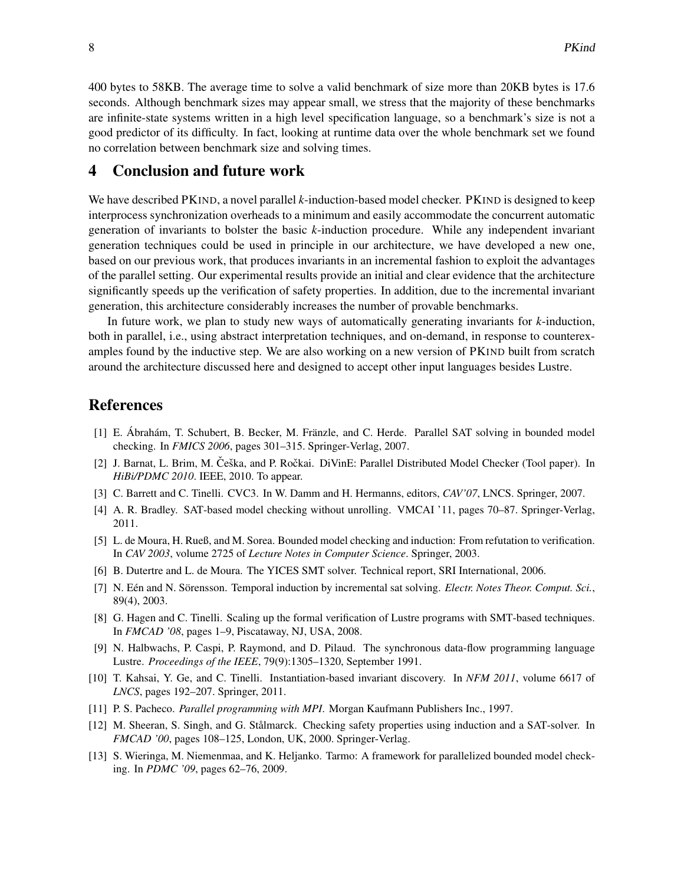400 bytes to 58KB. The average time to solve a valid benchmark of size more than 20KB bytes is 17.6 seconds. Although benchmark sizes may appear small, we stress that the majority of these benchmarks are infinite-state systems written in a high level specification language, so a benchmark's size is not a good predictor of its difficulty. In fact, looking at runtime data over the whole benchmark set we found no correlation between benchmark size and solving times.

## 4 Conclusion and future work

We have described PKIND, a novel parallel *k*-induction-based model checker. PKIND is designed to keep interprocess synchronization overheads to a minimum and easily accommodate the concurrent automatic generation of invariants to bolster the basic *k*-induction procedure. While any independent invariant generation techniques could be used in principle in our architecture, we have developed a new one, based on our previous work, that produces invariants in an incremental fashion to exploit the advantages of the parallel setting. Our experimental results provide an initial and clear evidence that the architecture significantly speeds up the verification of safety properties. In addition, due to the incremental invariant generation, this architecture considerably increases the number of provable benchmarks.

In future work, we plan to study new ways of automatically generating invariants for *k*-induction, both in parallel, i.e., using abstract interpretation techniques, and on-demand, in response to counterexamples found by the inductive step. We are also working on a new version of PKIND built from scratch around the architecture discussed here and designed to accept other input languages besides Lustre.

## References

[1] E. Ábrahám, T. Schubert, B. Becker, M. Fränzle, and C. Herde. Parallel SAT solving in bounded model checking. In *FMICS 2006*, pages 301–315. Springer-Verlag, 2007.

[2] J. Barnat, L. Brim, M. Češka, and P. Ročkai. DiVinE: Parallel Distributed Model Checker (Tool paper). In *HiBi/PDMC 2010*. IEEE, 2010. To appear.

[3] C. Barrett and C. Tinelli. CVC3. In W. Damm and H. Hermanns, editors, *CAV'07*, LNCS. Springer, 2007.

[4] A. R. Bradley. SAT-based model checking without unrolling. VMCAI '11, pages 70–87. Springer-Verlag, 2011.

[5] L. de Moura, H. Rueß, and M. Sorea. Bounded model checking and induction: From refutation to verification. In *CAV 2003*, volume 2725 of *Lecture Notes in Computer Science*. Springer, 2003.

[6] B. Dutertre and L. de Moura. The YICES SMT solver. Technical report, SRI International, 2006.

[7] N. Eén and N. Sörensson. Temporal induction by incremental sat solving. *Electr. Notes Theor. Comput. Sci.*, 89(4), 2003.

[8] G. Hagen and C. Tinelli. Scaling up the formal verification of Lustre programs with SMT-based techniques. In *FMCAD '08*, pages 1–9, Piscataway, NJ, USA, 2008.

[9] N. Halbwachs, P. Caspi, P. Raymond, and D. Pilaud. The synchronous data-flow programming language Lustre. *Proceedings of the IEEE*, 79(9):1305–1320, September 1991.

[10] T. Kahsai, Y. Ge, and C. Tinelli. Instantiation-based invariant discovery. In *NFM 2011*, volume 6617 of *LNCS*, pages 192–207. Springer, 2011.

[11] P. S. Pacheco. *Parallel programming with MPI*. Morgan Kaufmann Publishers Inc., 1997.

[12] M. Sheeran, S. Singh, and G. Stålmarck. Checking safety properties using induction and a SAT-solver. In *FMCAD '00*, pages 108–125, London, UK, 2000. Springer-Verlag.

[13] S. Wieringa, M. Niemenmaa, and K. Heljanko. Tarmo: A framework for parallelized bounded model checking. In *PDMC '09*, pages 62–76, 2009.